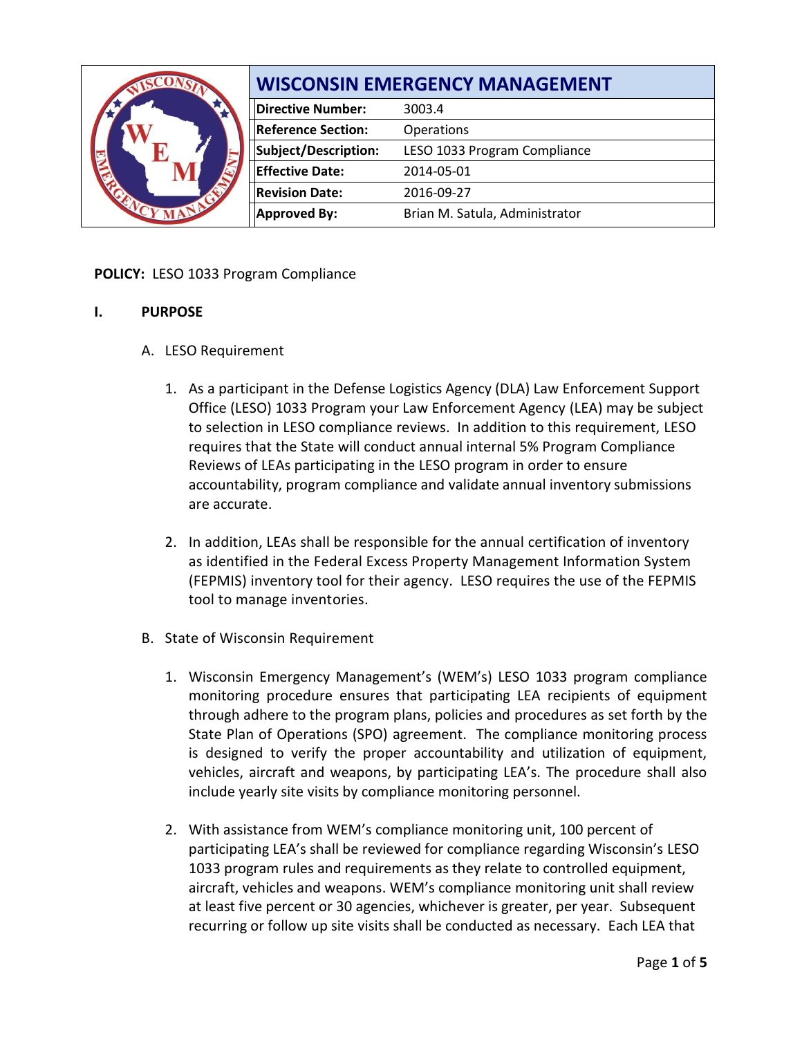| WISCONSIN EMERGENCY MANAGEMENT | |
|---|---|
| **Directive Number:** | 3003.4 |
| **Reference Section:** | Operations |
| **Subject/Description:** | LESO 1033 Program Compliance |
| **Effective Date:** | 2014-05-01 |
| **Revision Date:** | 2016-09-27 |
| **Approved By:** | Brian M. Satula, Administrator |

**POLICY:** LESO 1033 Program Compliance

## I. PURPOSE

A. LESO Requirement

1. As a participant in the Defense Logistics Agency (DLA) Law Enforcement Support Office (LESO) 1033 Program your Law Enforcement Agency (LEA) may be subject to selection in LESO compliance reviews. In addition to this requirement, LESO requires that the State will conduct annual internal 5% Program Compliance Reviews of LEAs participating in the LESO program in order to ensure accountability, program compliance and validate annual inventory submissions are accurate.

2. In addition, LEAs shall be responsible for the annual certification of inventory as identified in the Federal Excess Property Management Information System (FEPMIS) inventory tool for their agency. LESO requires the use of the FEPMIS tool to manage inventories.

B. State of Wisconsin Requirement

1. Wisconsin Emergency Management's (WEM's) LESO 1033 program compliance monitoring procedure ensures that participating LEA recipients of equipment through adhere to the program plans, policies and procedures as set forth by the State Plan of Operations (SPO) agreement. The compliance monitoring process is designed to verify the proper accountability and utilization of equipment, vehicles, aircraft and weapons, by participating LEA's. The procedure shall also include yearly site visits by compliance monitoring personnel.

2. With assistance from WEM's compliance monitoring unit, 100 percent of participating LEA's shall be reviewed for compliance regarding Wisconsin's LESO 1033 program rules and requirements as they relate to controlled equipment, aircraft, vehicles and weapons. WEM's compliance monitoring unit shall review at least five percent or 30 agencies, whichever is greater, per year. Subsequent recurring or follow up site visits shall be conducted as necessary. Each LEA that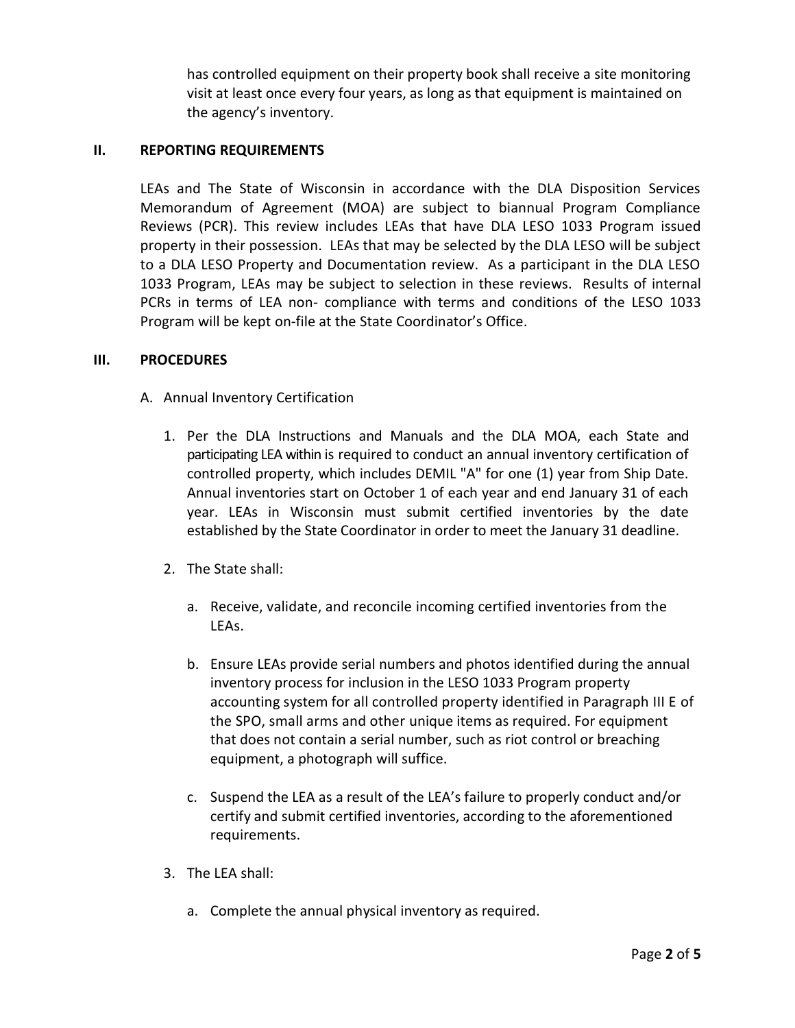has controlled equipment on their property book shall receive a site monitoring visit at least once every four years, as long as that equipment is maintained on the agency's inventory.

## II. REPORTING REQUIREMENTS

LEAs and The State of Wisconsin in accordance with the DLA Disposition Services Memorandum of Agreement (MOA) are subject to biannual Program Compliance Reviews (PCR). This review includes LEAs that have DLA LESO 1033 Program issued property in their possession. LEAs that may be selected by the DLA LESO will be subject to a DLA LESO Property and Documentation review. As a participant in the DLA LESO 1033 Program, LEAs may be subject to selection in these reviews. Results of internal PCRs in terms of LEA non- compliance with terms and conditions of the LESO 1033 Program will be kept on-file at the State Coordinator's Office.

## III. PROCEDURES

A. Annual Inventory Certification

1. Per the DLA Instructions and Manuals and the DLA MOA, each State and participating LEA within is required to conduct an annual inventory certification of controlled property, which includes DEMIL "A" for one (1) year from Ship Date. Annual inventories start on October 1 of each year and end January 31 of each year. LEAs in Wisconsin must submit certified inventories by the date established by the State Coordinator in order to meet the January 31 deadline.

2. The State shall:

   a. Receive, validate, and reconcile incoming certified inventories from the LEAs.

   b. Ensure LEAs provide serial numbers and photos identified during the annual inventory process for inclusion in the LESO 1033 Program property accounting system for all controlled property identified in Paragraph III E of the SPO, small arms and other unique items as required. For equipment that does not contain a serial number, such as riot control or breaching equipment, a photograph will suffice.

   c. Suspend the LEA as a result of the LEA's failure to properly conduct and/or certify and submit certified inventories, according to the aforementioned requirements.

3. The LEA shall:

   a. Complete the annual physical inventory as required.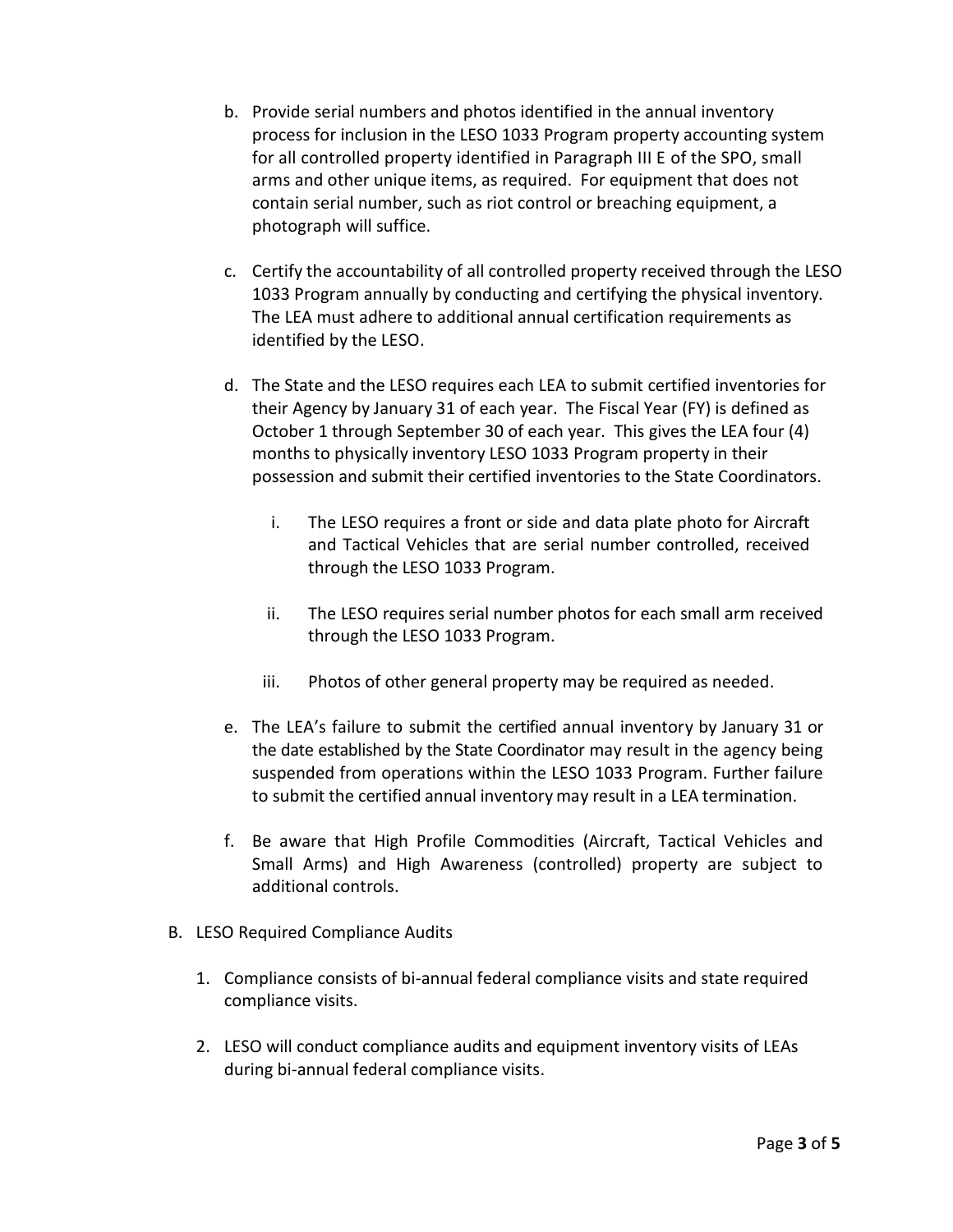b. Provide serial numbers and photos identified in the annual inventory process for inclusion in the LESO 1033 Program property accounting system for all controlled property identified in Paragraph III E of the SPO, small arms and other unique items, as required. For equipment that does not contain serial number, such as riot control or breaching equipment, a photograph will suffice.

c. Certify the accountability of all controlled property received through the LESO 1033 Program annually by conducting and certifying the physical inventory. The LEA must adhere to additional annual certification requirements as identified by the LESO.

d. The State and the LESO requires each LEA to submit certified inventories for their Agency by January 31 of each year. The Fiscal Year (FY) is defined as October 1 through September 30 of each year. This gives the LEA four (4) months to physically inventory LESO 1033 Program property in their possession and submit their certified inventories to the State Coordinators.

   i. The LESO requires a front or side and data plate photo for Aircraft and Tactical Vehicles that are serial number controlled, received through the LESO 1033 Program.

   ii. The LESO requires serial number photos for each small arm received through the LESO 1033 Program.

   iii. Photos of other general property may be required as needed.

e. The LEA's failure to submit the certified annual inventory by January 31 or the date established by the State Coordinator may result in the agency being suspended from operations within the LESO 1033 Program. Further failure to submit the certified annual inventory may result in a LEA termination.

f. Be aware that High Profile Commodities (Aircraft, Tactical Vehicles and Small Arms) and High Awareness (controlled) property are subject to additional controls.

B. LESO Required Compliance Audits

1. Compliance consists of bi-annual federal compliance visits and state required compliance visits.

2. LESO will conduct compliance audits and equipment inventory visits of LEAs during bi-annual federal compliance visits.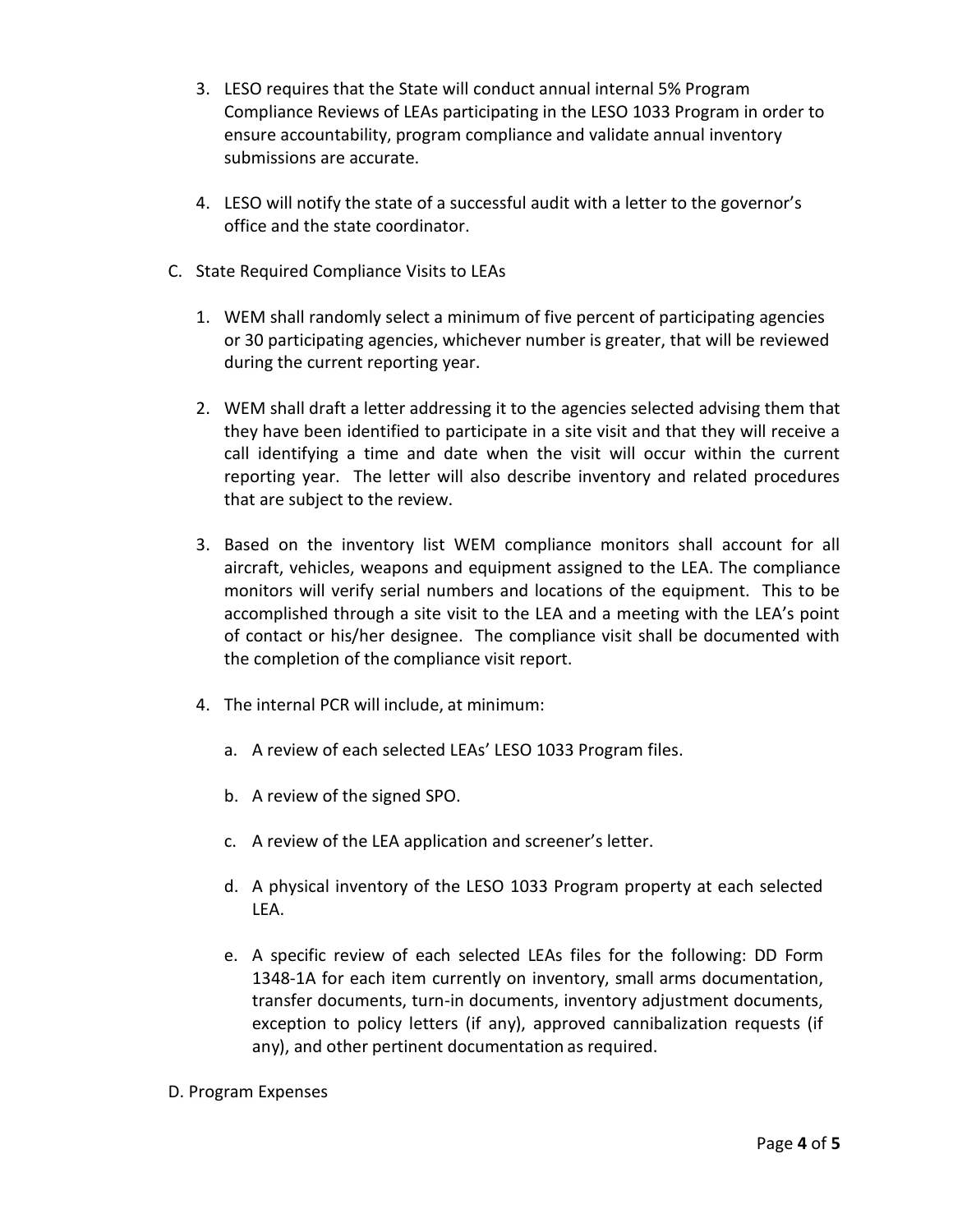3. LESO requires that the State will conduct annual internal 5% Program Compliance Reviews of LEAs participating in the LESO 1033 Program in order to ensure accountability, program compliance and validate annual inventory submissions are accurate.

4. LESO will notify the state of a successful audit with a letter to the governor's office and the state coordinator.

C. State Required Compliance Visits to LEAs

1. WEM shall randomly select a minimum of five percent of participating agencies or 30 participating agencies, whichever number is greater, that will be reviewed during the current reporting year.

2. WEM shall draft a letter addressing it to the agencies selected advising them that they have been identified to participate in a site visit and that they will receive a call identifying a time and date when the visit will occur within the current reporting year. The letter will also describe inventory and related procedures that are subject to the review.

3. Based on the inventory list WEM compliance monitors shall account for all aircraft, vehicles, weapons and equipment assigned to the LEA. The compliance monitors will verify serial numbers and locations of the equipment. This to be accomplished through a site visit to the LEA and a meeting with the LEA's point of contact or his/her designee. The compliance visit shall be documented with the completion of the compliance visit report.

4. The internal PCR will include, at minimum:

   a. A review of each selected LEAs' LESO 1033 Program files.

   b. A review of the signed SPO.

   c. A review of the LEA application and screener's letter.

   d. A physical inventory of the LESO 1033 Program property at each selected LEA.

   e. A specific review of each selected LEAs files for the following: DD Form 1348-1A for each item currently on inventory, small arms documentation, transfer documents, turn-in documents, inventory adjustment documents, exception to policy letters (if any), approved cannibalization requests (if any), and other pertinent documentation as required.

D. Program Expenses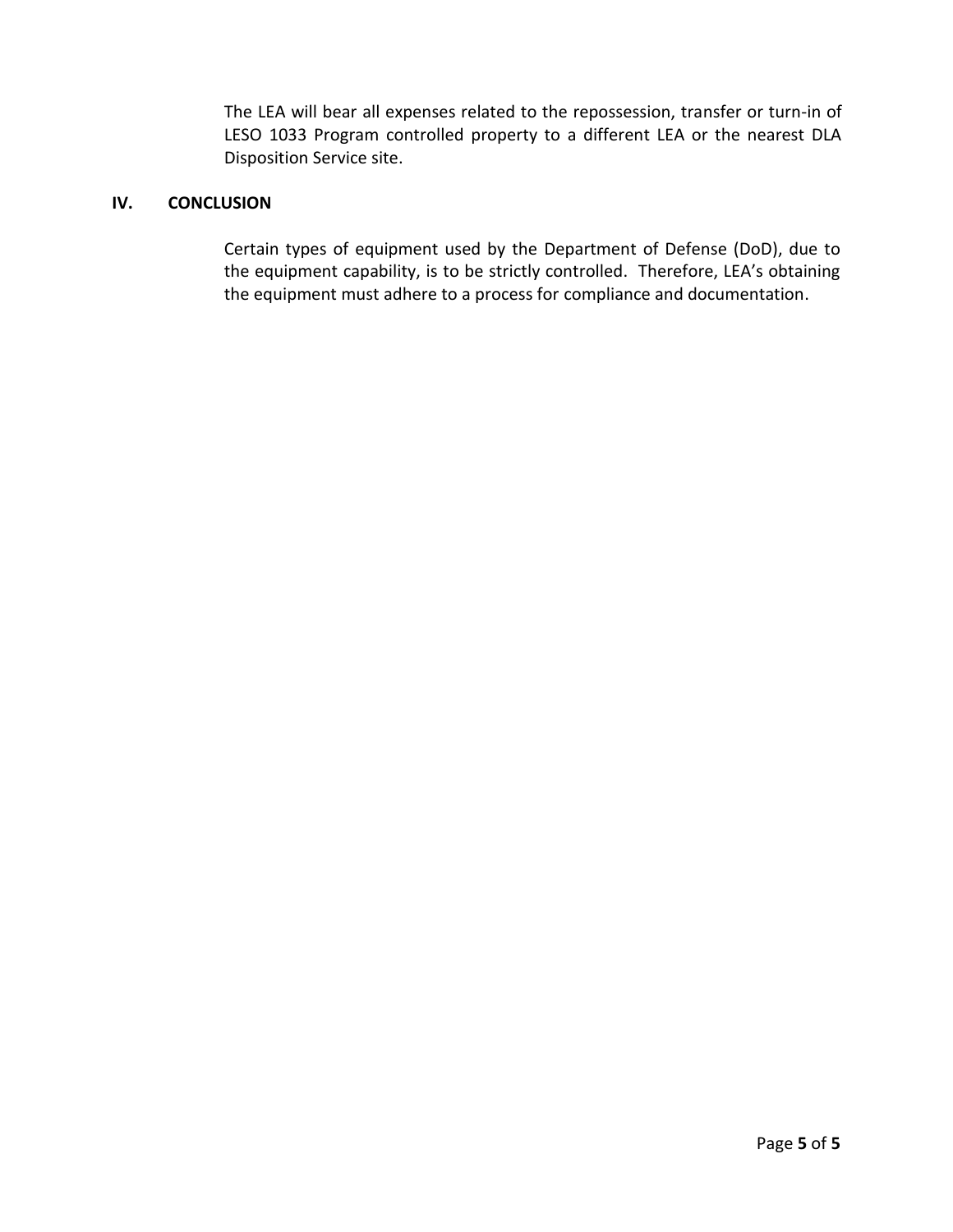The LEA will bear all expenses related to the repossession, transfer or turn-in of LESO 1033 Program controlled property to a different LEA or the nearest DLA Disposition Service site.

## IV. CONCLUSION

Certain types of equipment used by the Department of Defense (DoD), due to the equipment capability, is to be strictly controlled. Therefore, LEA's obtaining the equipment must adhere to a process for compliance and documentation.